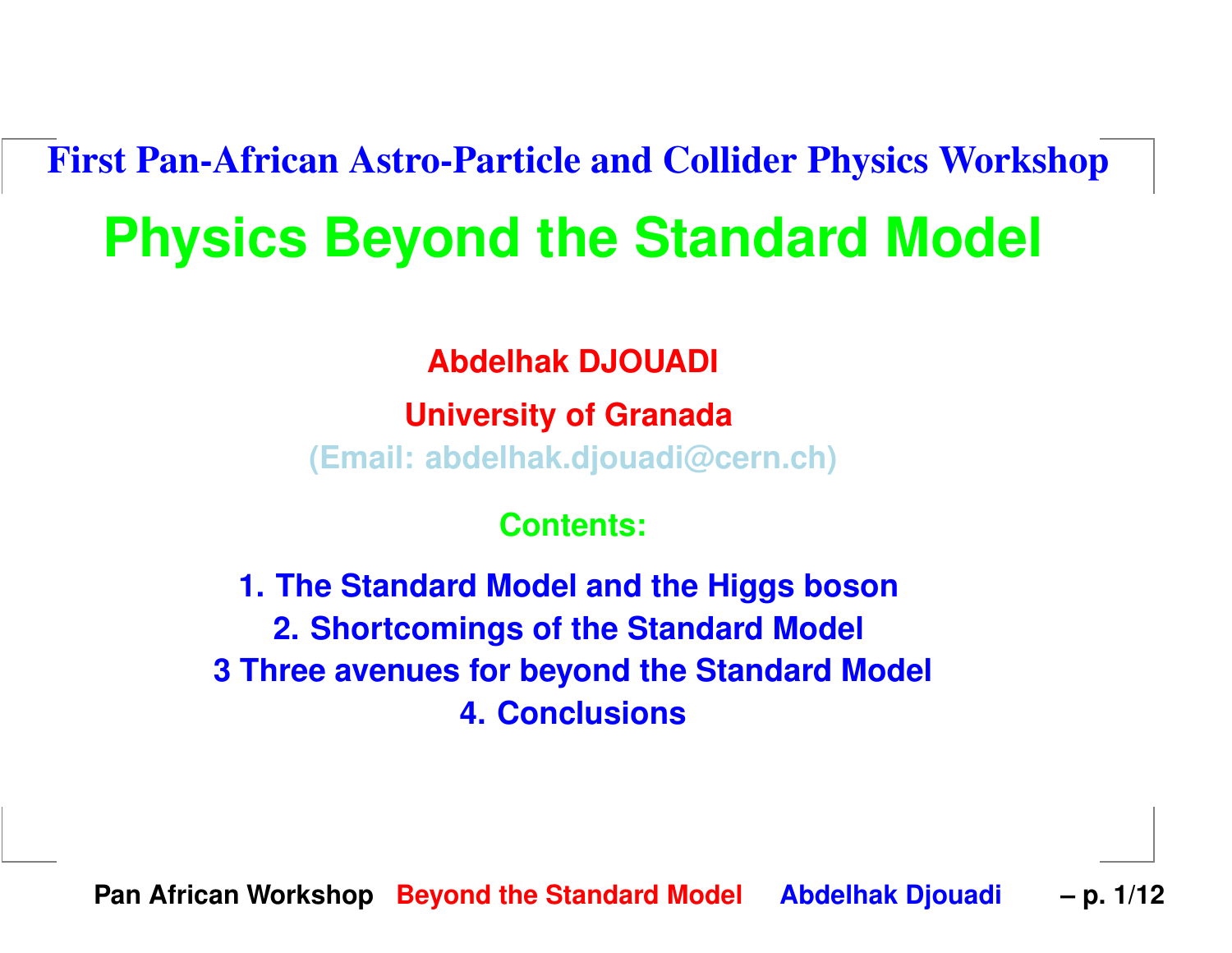First Pan-African Astro-Particle and Collider Physics Workshop

# Physics Beyond the Standard Model

**Abdelhak DJOUADI**

**University of Granada**

(Email: abdelhak.djouadi@cern.ch)

**Contents:**

1. The Standard Model and the Higgs boson
2. Shortcomings of the Standard Model
3 Three avenues for beyond the Standard Model
4. Conclusions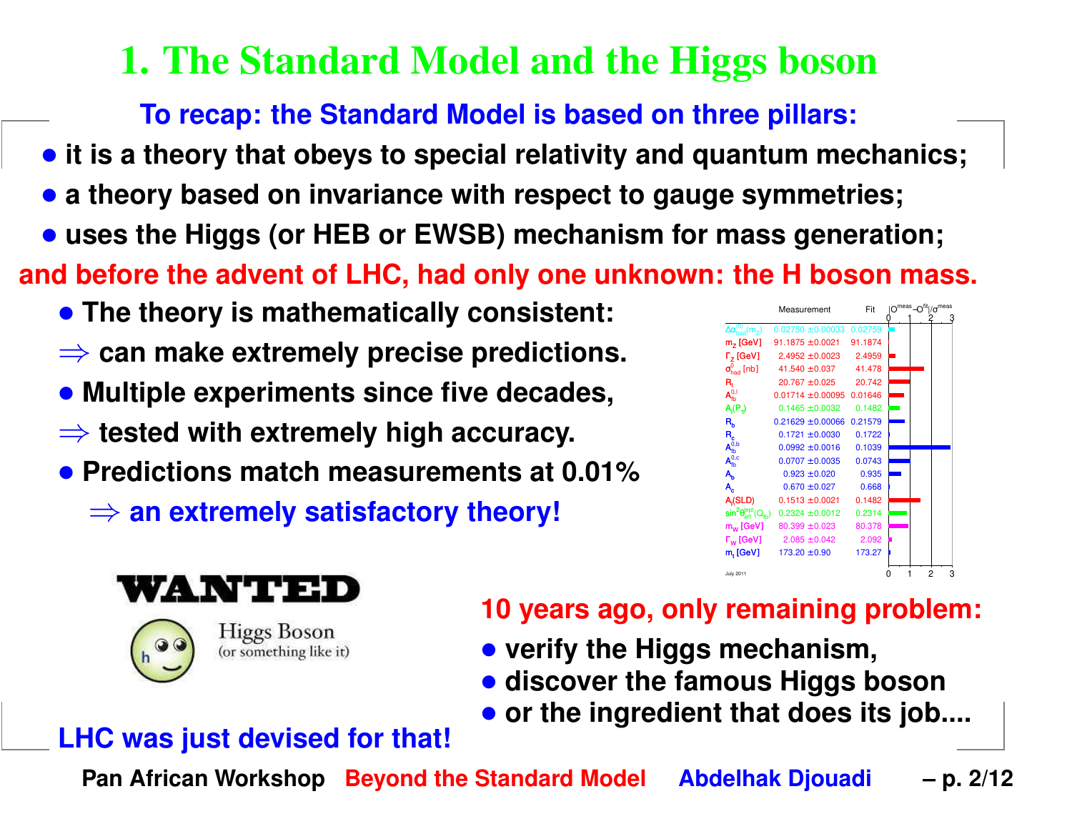# 1. The Standard Model and the Higgs boson

**To recap: the Standard Model is based on three pillars:**

- **it is a theory that obeys to special relativity and quantum mechanics;**
- **a theory based on invariance with respect to gauge symmetries;**
- **uses the Higgs (or HEB or EWSB) mechanism for mass generation;**

**and before the advent of LHC, had only one unknown: the H boson mass.**

- **The theory is mathematically consistent:**

  $\Rightarrow$ **can make extremely precise predictions.**
- **Multiple experiments since five decades,**

  $\Rightarrow$ **tested with extremely high accuracy.**
- **Predictions match measurements at 0.01%**

  $\Rightarrow$ **an extremely satisfactory theory!**

| | Measurement | Fit |
|---|---|---|
| $\Delta\alpha_{had}^{(5)}(m_Z)$ | 0.02750 ±0.00033 | 0.02759 |
| $m_Z$ [GeV] | 91.1875 ±0.0021 | 91.1874 |
| $\Gamma_Z$ [GeV] | 2.4952 ±0.0023 | 2.4959 |
| $\sigma_{had}^0$ [nb] | 41.540 ±0.037 | 41.478 |
| $R_l$ | 20.767 ±0.025 | 20.742 |
| $A_{fb}^{0,l}$ | 0.01714 ±0.00095 | 0.01646 |
| $A_l(P_\tau)$ | 0.1465 ±0.0032 | 0.1482 |
| $R_b$ | 0.21629 ±0.00066 | 0.21579 |
| $R_c$ | 0.1721 ±0.0030 | 0.1722 |
| $A_{fb}^{0,b}$ | 0.0992 ±0.0016 | 0.1039 |
| $A_{fb}^{0,c}$ | 0.0707 ±0.0035 | 0.0743 |
| $A_b$ | 0.923 ±0.020 | 0.935 |
| $A_c$ | 0.670 ±0.027 | 0.668 |
| $A_l$(SLD) | 0.1513 ±0.0021 | 0.1482 |
| $\sin^2\theta_{eff}^{lept}(Q_{fb})$ | 0.2324 ±0.0012 | 0.2314 |
| $m_W$ [GeV] | 80.399 ±0.023 | 80.378 |
| $\Gamma_W$ [GeV] | 2.085 ±0.042 | 2.092 |
| $m_t$ [GeV] | 173.20 ±0.90 | 173.27 |

July 2011

**WANTED**

Higgs Boson (or something like it)

**10 years ago, only remaining problem:**

- **verify the Higgs mechanism,**
- **discover the famous Higgs boson**
- **or the ingredient that does its job....**

**LHC was just devised for that!**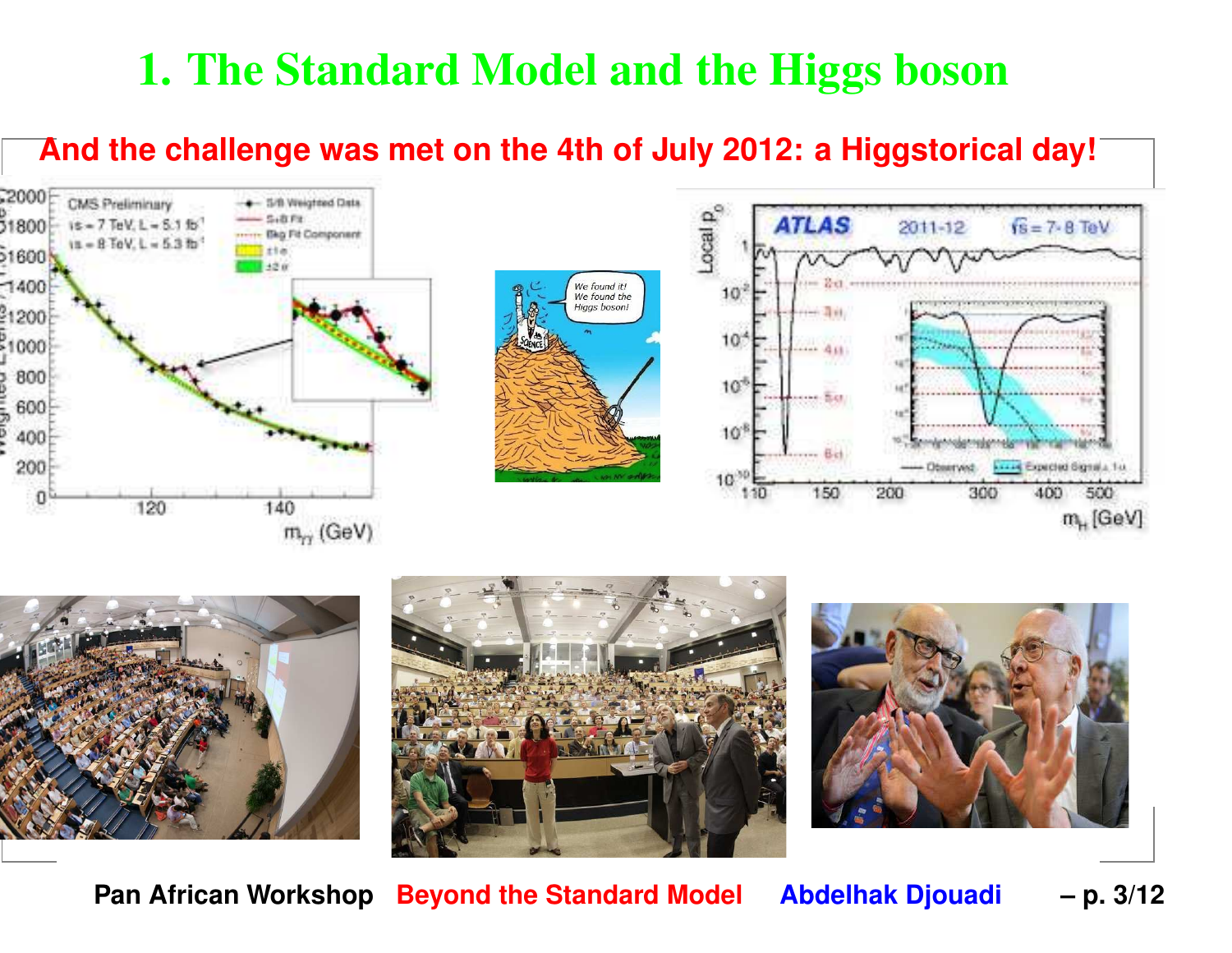# 1. The Standard Model and the Higgs boson

**And the challenge was met on the 4th of July 2012: a Higgstorical day!**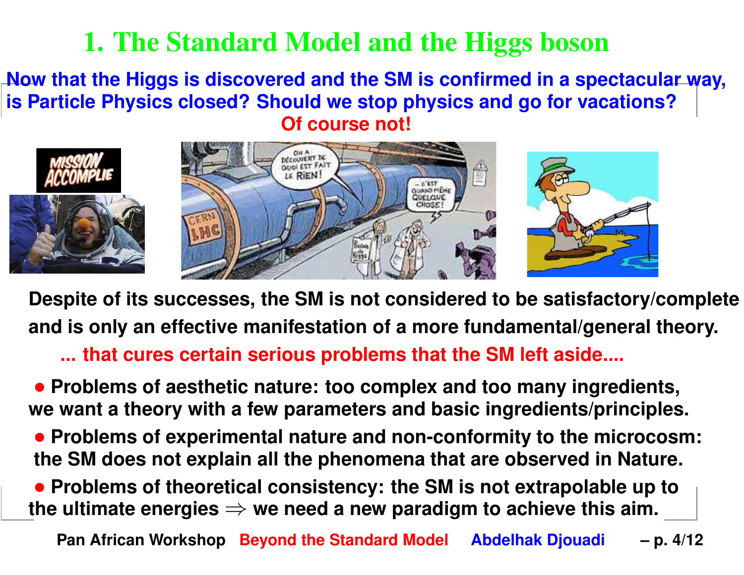# 1. The Standard Model and the Higgs boson

**Now that the Higgs is discovered and the SM is confirmed in a spectacular way, is Particle Physics closed? Should we stop physics and go for vacations?**

**Of course not!**

**Despite of its successes, the SM is not considered to be satisfactory/complete and is only an effective manifestation of a more fundamental/general theory.**

**... that cures certain serious problems that the SM left aside....**

- **Problems of aesthetic nature: too complex and too many ingredients, we want a theory with a few parameters and basic ingredients/principles.**
- **Problems of experimental nature and non-conformity to the microcosm: the SM does not explain all the phenomena that are observed in Nature.**
- **Problems of theoretical consistency: the SM is not extrapolable up to the ultimate energies $\Rightarrow$ we need a new paradigm to achieve this aim.**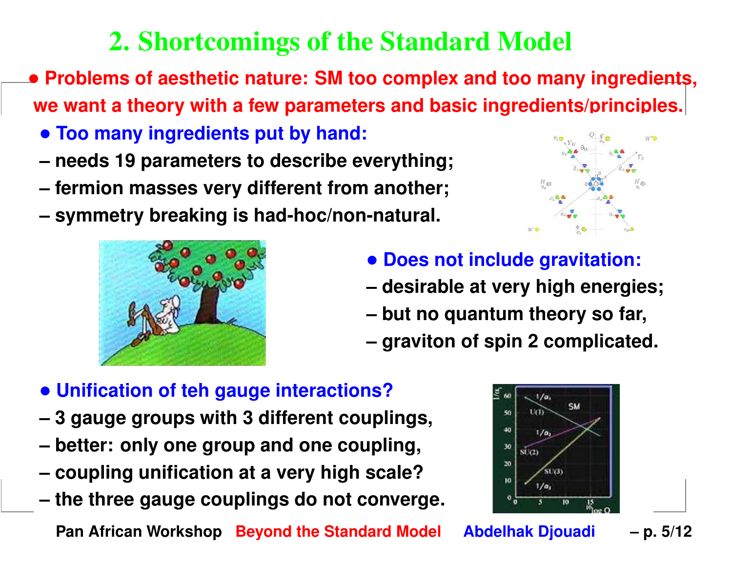# 2. Shortcomings of the Standard Model

- **Problems of aesthetic nature: SM too complex and too many ingredients, we want a theory with a few parameters and basic ingredients/principles.**

- **Too many ingredients put by hand:**

– needs 19 parameters to describe everything;

– fermion masses very different from another;

– symmetry breaking is had-hoc/non-natural.

- **Does not include gravitation:**

– desirable at very high energies;

– but no quantum theory so far,

– graviton of spin 2 complicated.

- **Unification of teh gauge interactions?**

– 3 gauge groups with 3 different couplings,

– better: only one group and one coupling,

– coupling unification at a very high scale?

– the three gauge couplings do not converge.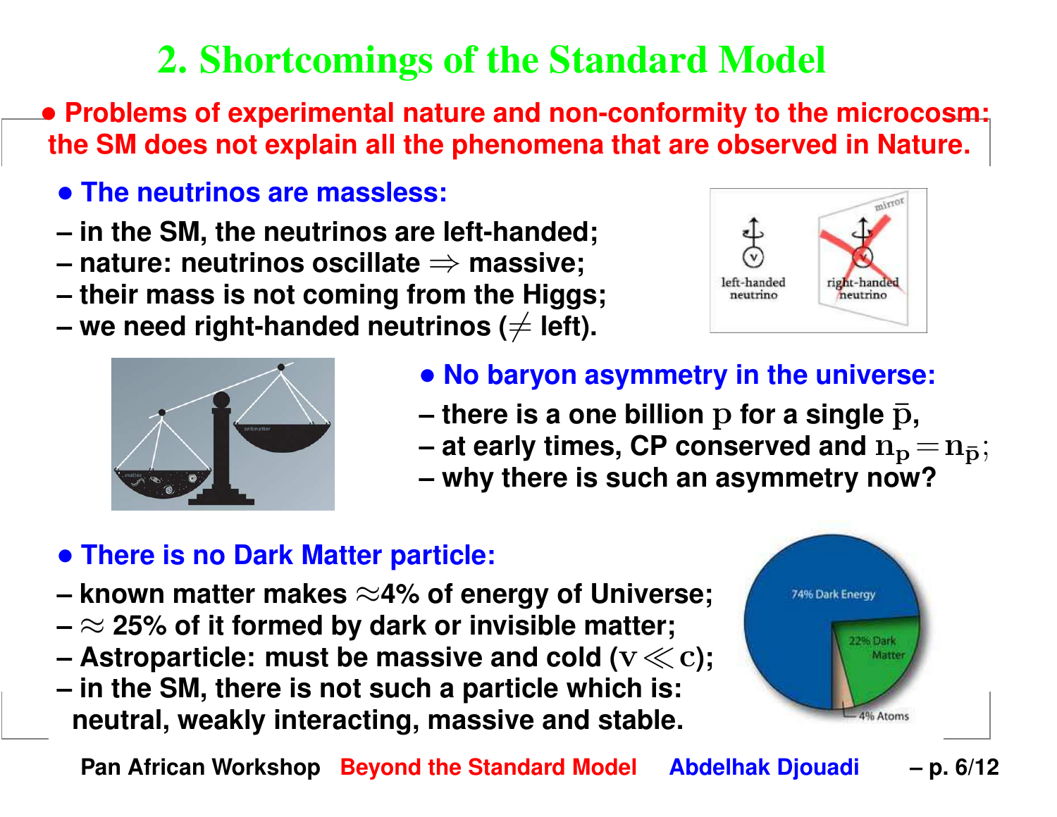# 2. Shortcomings of the Standard Model

**• Problems of experimental nature and non-conformity to the microcosm: the SM does not explain all the phenomena that are observed in Nature.**

**• The neutrinos are massless:**

– in the SM, the neutrinos are left-handed;
– nature: neutrinos oscillate $\Rightarrow$ massive;
– their mass is not coming from the Higgs;
– we need right-handed neutrinos ($\neq$ left).

**• No baryon asymmetry in the universe:**

– there is a one billion $\mathrm{p}$ for a single $\bar{\mathrm{p}}$,
– at early times, CP conserved and $\mathrm{n_p} = \mathrm{n_{\bar{p}}}$;
– why there is such an asymmetry now?

**• There is no Dark Matter particle:**

– known matter makes $\approx$4% of energy of Universe;
– $\approx$ 25% of it formed by dark or invisible matter;
– Astroparticle: must be massive and cold ($\mathrm{v} \ll \mathrm{c}$);
– in the SM, there is not such a particle which is: neutral, weakly interacting, massive and stable.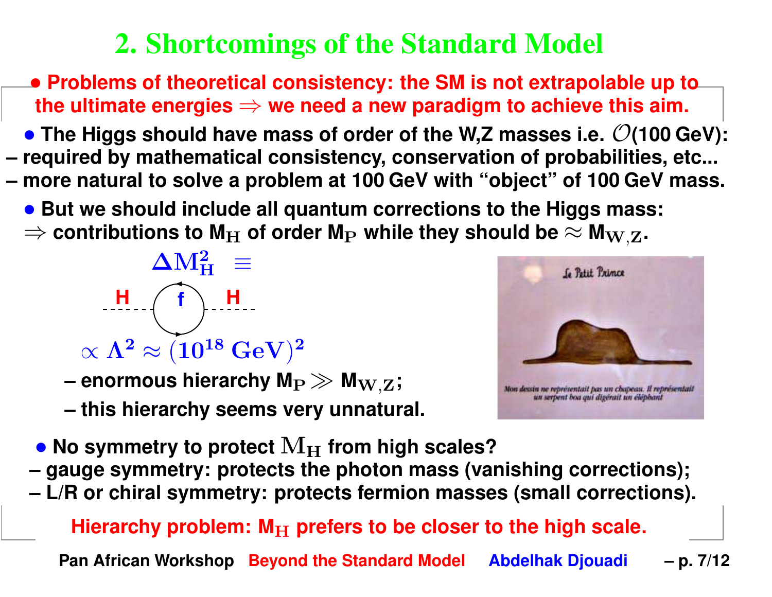## 2. Shortcomings of the Standard Model

**• Problems of theoretical consistency: the SM is not extrapolable up to the ultimate energies $\Rightarrow$ we need a new paradigm to achieve this aim.**

**• The Higgs should have mass of order of the W,Z masses i.e. $\mathcal{O}$(100 GeV):**

**– required by mathematical consistency, conservation of probabilities, etc...**

**– more natural to solve a problem at 100 GeV with "object" of 100 GeV mass.**

**• But we should include all quantum corrections to the Higgs mass:**

**$\Rightarrow$ contributions to $M_H$ of order $M_P$ while they should be $\approx M_{W,Z}$.**

$$\Delta M_H^2 \equiv \quad \text{H} \; - - - \; \bigcirc_{f} \; - - - \; \text{H}$$

$$\propto \Lambda^2 \approx (10^{18}\ \text{GeV})^2$$

**– enormous hierarchy $M_P \gg M_{W,Z}$;**

**– this hierarchy seems very unnatural.**

Le Petit Prince

Mon dessin ne représentait pas un chapeau. Il représentait un serpent boa qui digérait un éléphant

**• No symmetry to protect $M_H$ from high scales?**

**– gauge symmetry: protects the photon mass (vanishing corrections);**

**– L/R or chiral symmetry: protects fermion masses (small corrections).**

**Hierarchy problem: $M_H$ prefers to be closer to the high scale.**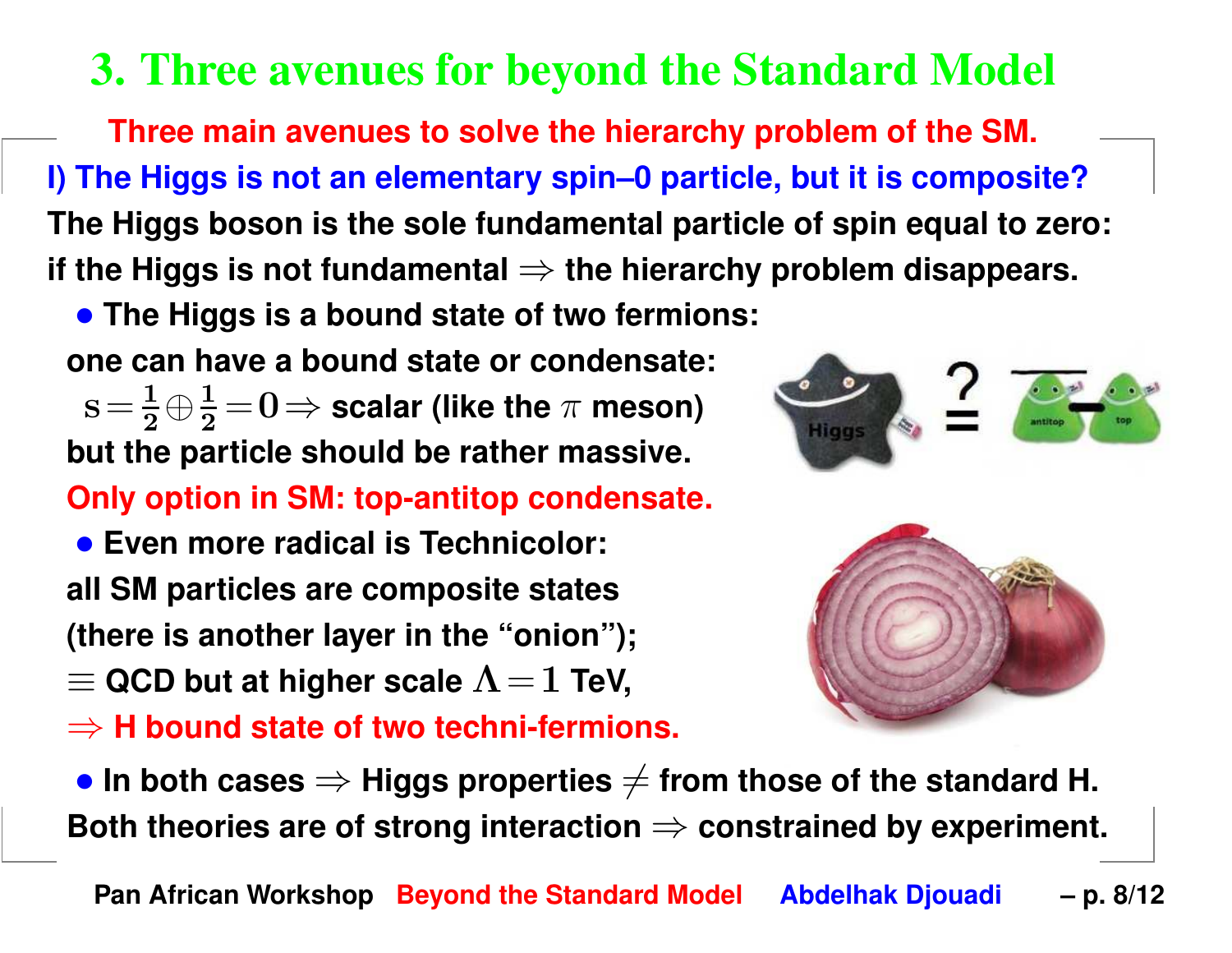# 3. Three avenues for beyond the Standard Model

**Three main avenues to solve the hierarchy problem of the SM.**

**I) The Higgs is not an elementary spin–0 particle, but it is composite?**

The Higgs boson is the sole fundamental particle of spin equal to zero: if the Higgs is not fundamental $\Rightarrow$ the hierarchy problem disappears.

- The Higgs is a bound state of two fermions:
  one can have a bound state or condensate:
  $s = \frac{1}{2} \oplus \frac{1}{2} = 0 \Rightarrow$ scalar (like the $\pi$ meson)
  but the particle should be rather massive.
  **Only option in SM: top-antitop condensate.**
- Even more radical is Technicolor:
  all SM particles are composite states
  (there is another layer in the "onion");
  $\equiv$ QCD but at higher scale $\Lambda = 1$ TeV,
  $\Rightarrow$ **H bound state of two techni-fermions.**
- In both cases $\Rightarrow$ Higgs properties $\neq$ from those of the standard H.
  Both theories are of strong interaction $\Rightarrow$ constrained by experiment.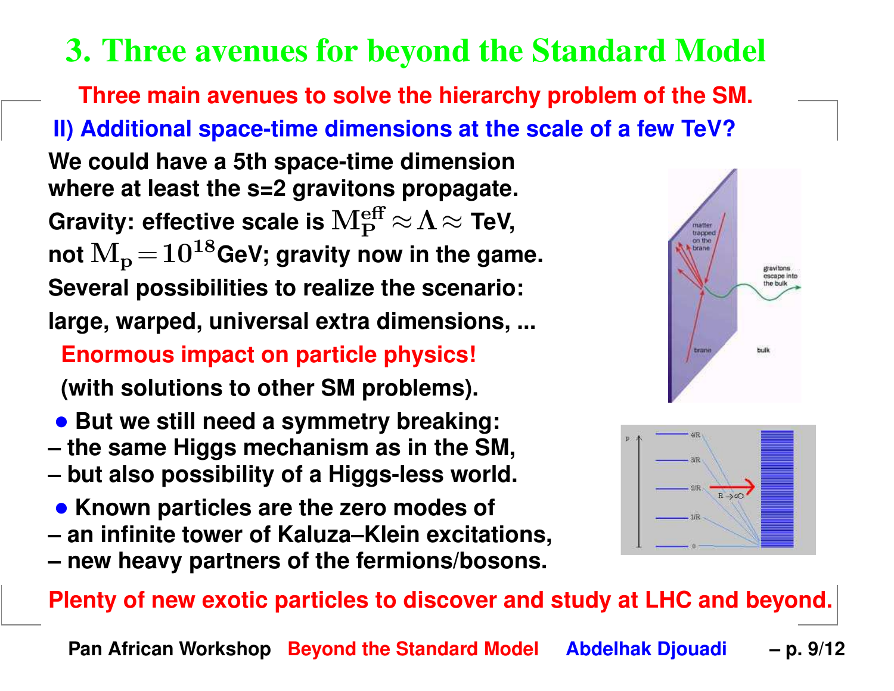# 3. Three avenues for beyond the Standard Model

**Three main avenues to solve the hierarchy problem of the SM.**

**II) Additional space-time dimensions at the scale of a few TeV?**

**We could have a 5th space-time dimension where at least the s=2 gravitons propagate.**
**Gravity: effective scale is $M_P^{\rm eff} \approx \Lambda \approx$ TeV, not $M_p = 10^{18}$GeV; gravity now in the game.**
**Several possibilities to realize the scenario: large, warped, universal extra dimensions, ...**

**Enormous impact on particle physics!**
**(with solutions to other SM problems).**

- **But we still need a symmetry breaking:**
  - **the same Higgs mechanism as in the SM,**
  - **but also possibility of a Higgs-less world.**
- **Known particles are the zero modes of**
  - **an infinite tower of Kaluza–Klein excitations,**
  - **new heavy partners of the fermions/bosons.**

**Plenty of new exotic particles to discover and study at LHC and beyond.**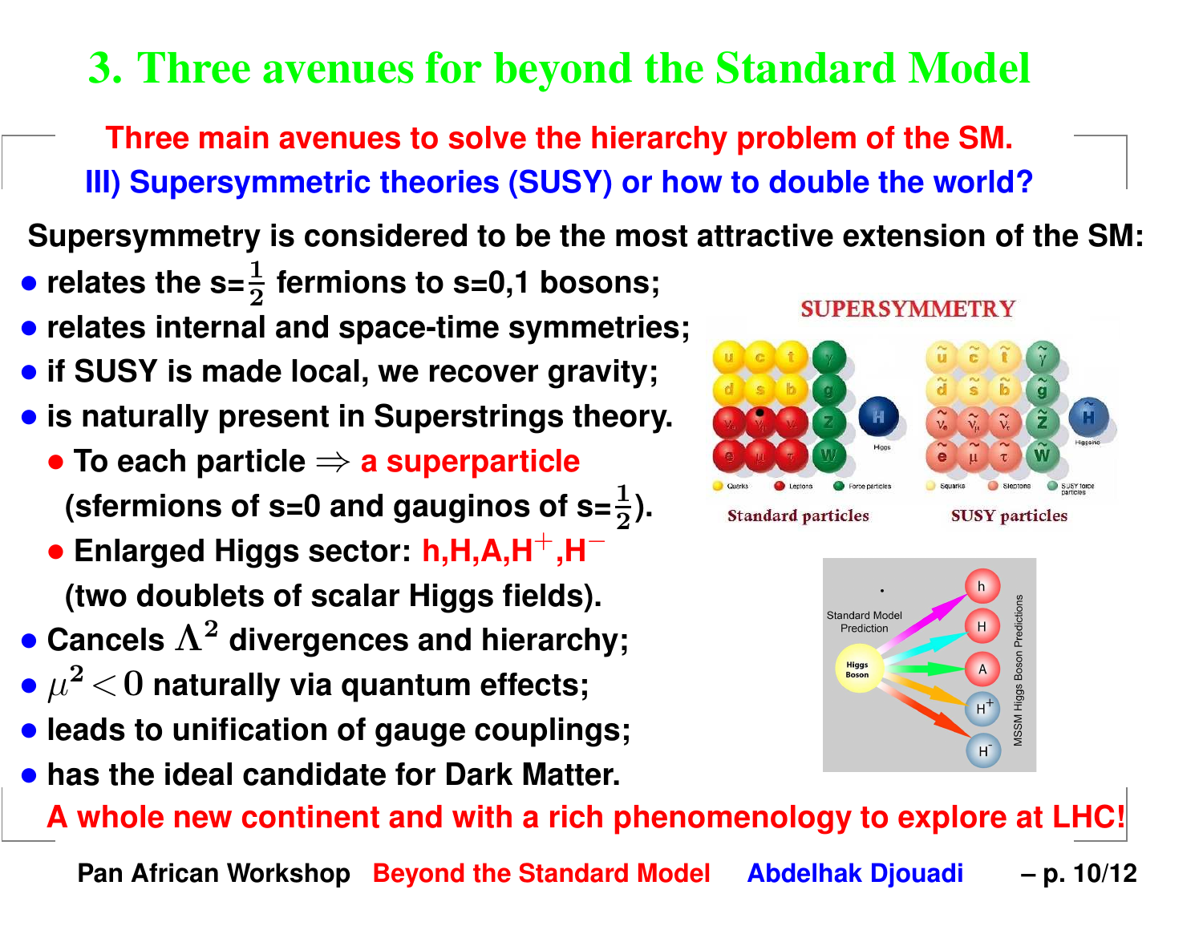# 3. Three avenues for beyond the Standard Model

**Three main avenues to solve the hierarchy problem of the SM.**

**III) Supersymmetric theories (SUSY) or how to double the world?**

**Supersymmetry is considered to be the most attractive extension of the SM:**

- relates the s=$\frac{1}{2}$ fermions to s=0,1 bosons;
- relates internal and space-time symmetries;
- if SUSY is made local, we recover gravity;
- is naturally present in Superstrings theory.
  - To each particle $\Rightarrow$ a superparticle (sfermions of s=0 and gauginos of s=$\frac{1}{2}$).
  - Enlarged Higgs sector: h,H,A,$H^+$,$H^-$ (two doublets of scalar Higgs fields).
- Cancels $\Lambda^2$ divergences and hierarchy;
- $\mu^2 < 0$ naturally via quantum effects;
- leads to unification of gauge couplings;
- has the ideal candidate for Dark Matter.

**A whole new continent and with a rich phenomenology to explore at LHC!**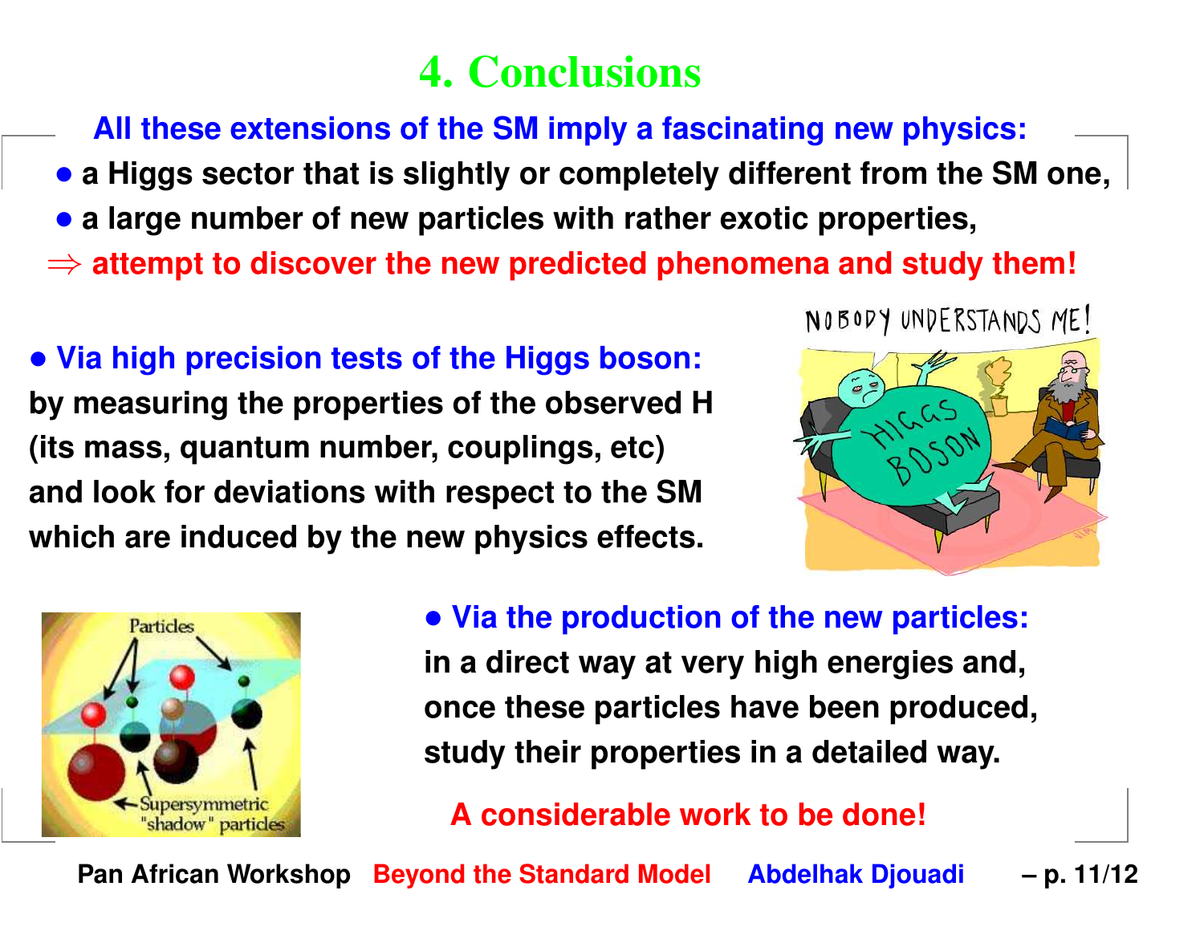# 4. Conclusions

**All these extensions of the SM imply a fascinating new physics:**

- **a Higgs sector that is slightly or completely different from the SM one,**
- **a large number of new particles with rather exotic properties,**

$\Rightarrow$ **attempt to discover the new predicted phenomena and study them!**

- **Via high precision tests of the Higgs boson:** **by measuring the properties of the observed H (its mass, quantum number, couplings, etc) and look for deviations with respect to the SM which are induced by the new physics effects.**

- **Via the production of the new particles:** **in a direct way at very high energies and, once these particles have been produced, study their properties in a detailed way.**

**A considerable work to be done!**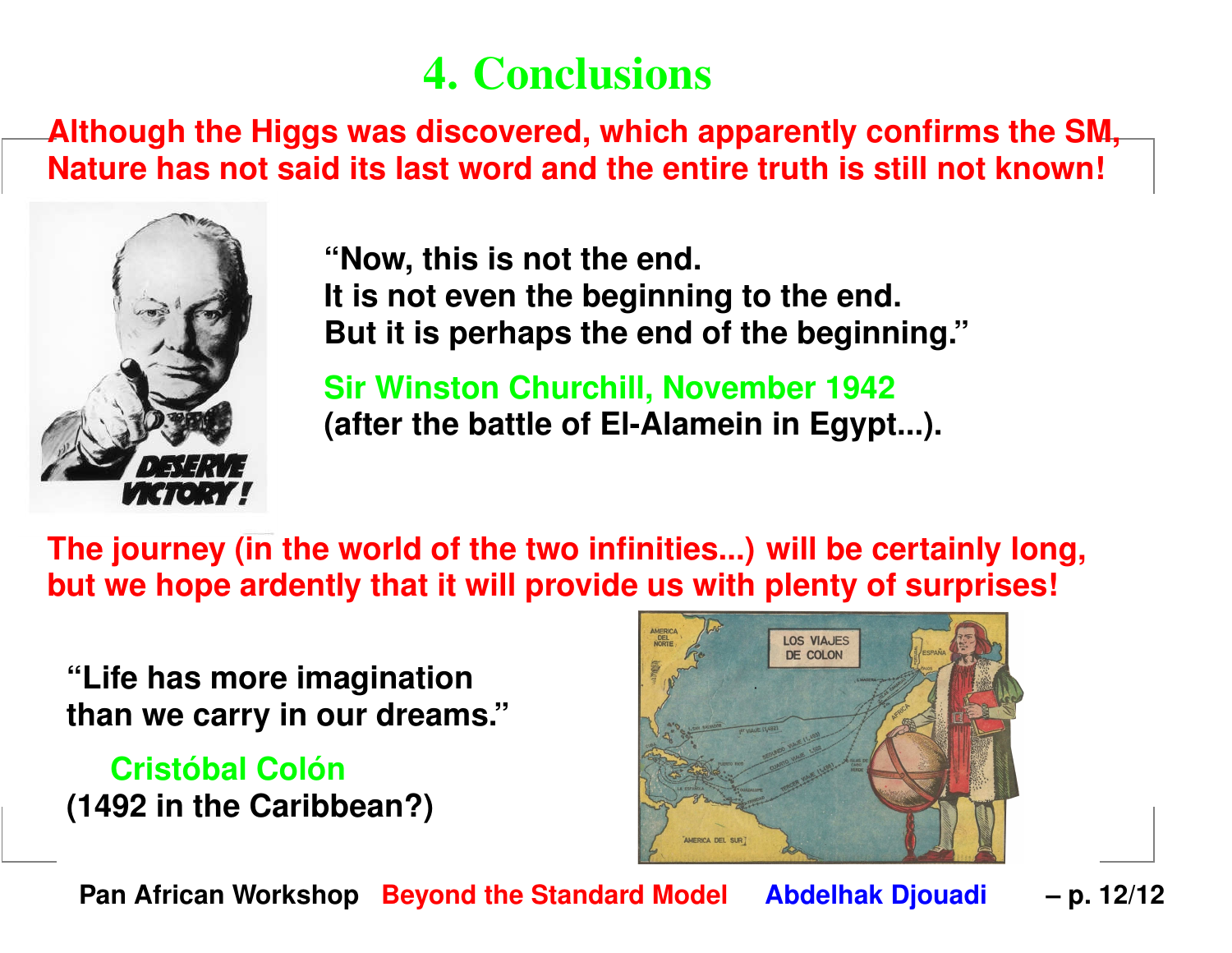# 4. Conclusions

**Although the Higgs was discovered, which apparently confirms the SM, Nature has not said its last word and the entire truth is still not known!**

**"Now, this is not the end.**
**It is not even the beginning to the end.**
**But it is perhaps the end of the beginning."**

**Sir Winston Churchill, November 1942**
**(after the battle of El-Alamein in Egypt...).**

**The journey (in the world of the two infinities...) will be certainly long, but we hope ardently that it will provide us with plenty of surprises!**

**"Life has more imagination**
**than we carry in our dreams."**

**Cristóbal Colón**
**(1492 in the Caribbean?)**